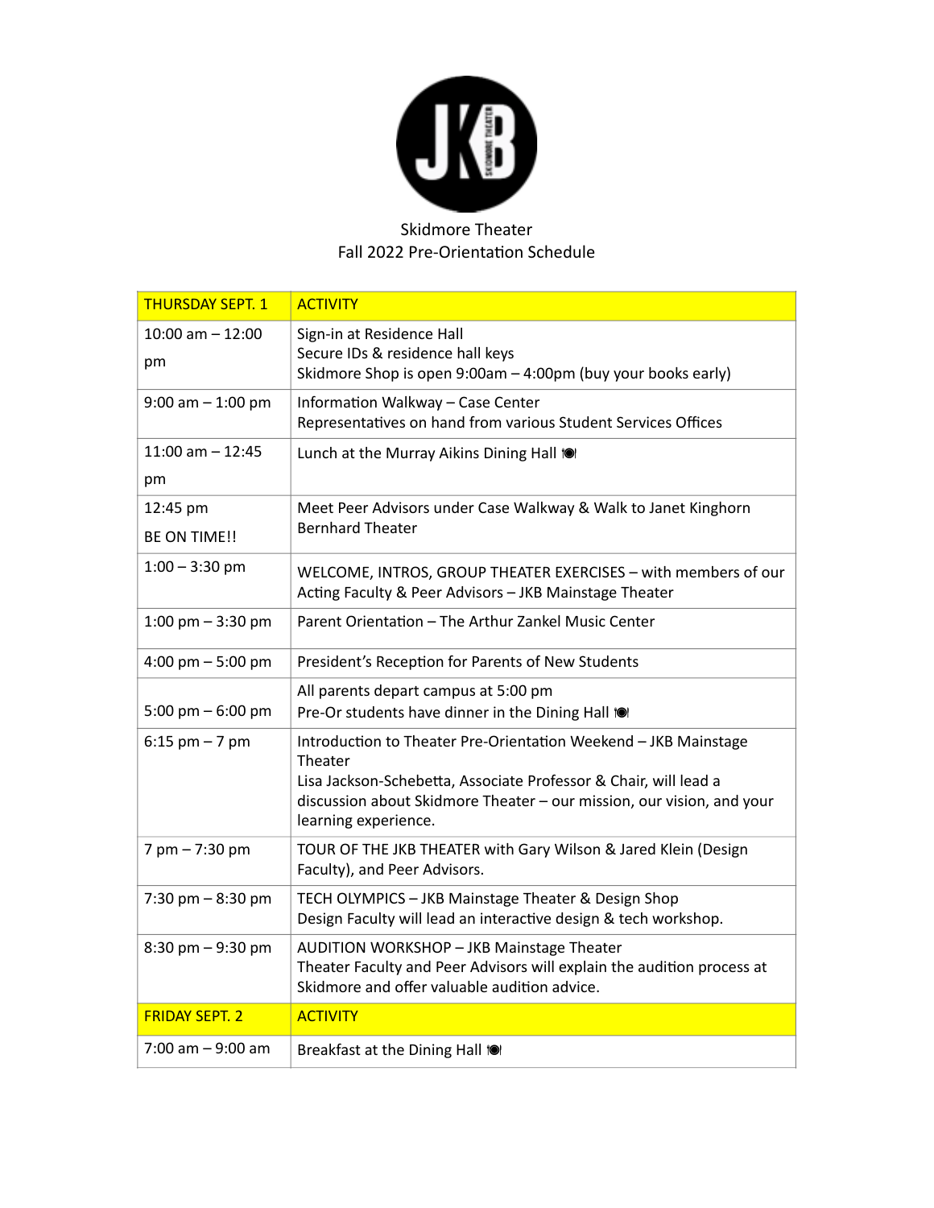Skidmore Theater
Fall 2022 Pre-Orientation Schedule

| THURSDAY SEPT. 1 | ACTIVITY |
|---|---|
| 10:00 am – 12:00 pm | Sign-in at Residence Hall<br>Secure IDs & residence hall keys<br>Skidmore Shop is open 9:00am – 4:00pm (buy your books early) |
| 9:00 am – 1:00 pm | Information Walkway – Case Center<br>Representatives on hand from various Student Services Offices |
| 11:00 am – 12:45 pm | Lunch at the Murray Aikins Dining Hall 🍽 |
| 12:45 pm<br>BE ON TIME!! | Meet Peer Advisors under Case Walkway & Walk to Janet Kinghorn Bernhard Theater |
| 1:00 – 3:30 pm | WELCOME, INTROS, GROUP THEATER EXERCISES – with members of our Acting Faculty & Peer Advisors – JKB Mainstage Theater |
| 1:00 pm – 3:30 pm | Parent Orientation – The Arthur Zankel Music Center |
| 4:00 pm – 5:00 pm | President's Reception for Parents of New Students |
| 5:00 pm – 6:00 pm | All parents depart campus at 5:00 pm<br>Pre-Or students have dinner in the Dining Hall 🍽 |
| 6:15 pm – 7 pm | Introduction to Theater Pre-Orientation Weekend – JKB Mainstage Theater<br>Lisa Jackson-Schebetta, Associate Professor & Chair, will lead a discussion about Skidmore Theater – our mission, our vision, and your learning experience. |
| 7 pm – 7:30 pm | TOUR OF THE JKB THEATER with Gary Wilson & Jared Klein (Design Faculty), and Peer Advisors. |
| 7:30 pm – 8:30 pm | TECH OLYMPICS – JKB Mainstage Theater & Design Shop<br>Design Faculty will lead an interactive design & tech workshop. |
| 8:30 pm – 9:30 pm | AUDITION WORKSHOP – JKB Mainstage Theater<br>Theater Faculty and Peer Advisors will explain the audition process at Skidmore and offer valuable audition advice. |
| **FRIDAY SEPT. 2** | **ACTIVITY** |
| 7:00 am – 9:00 am | Breakfast at the Dining Hall 🍽 |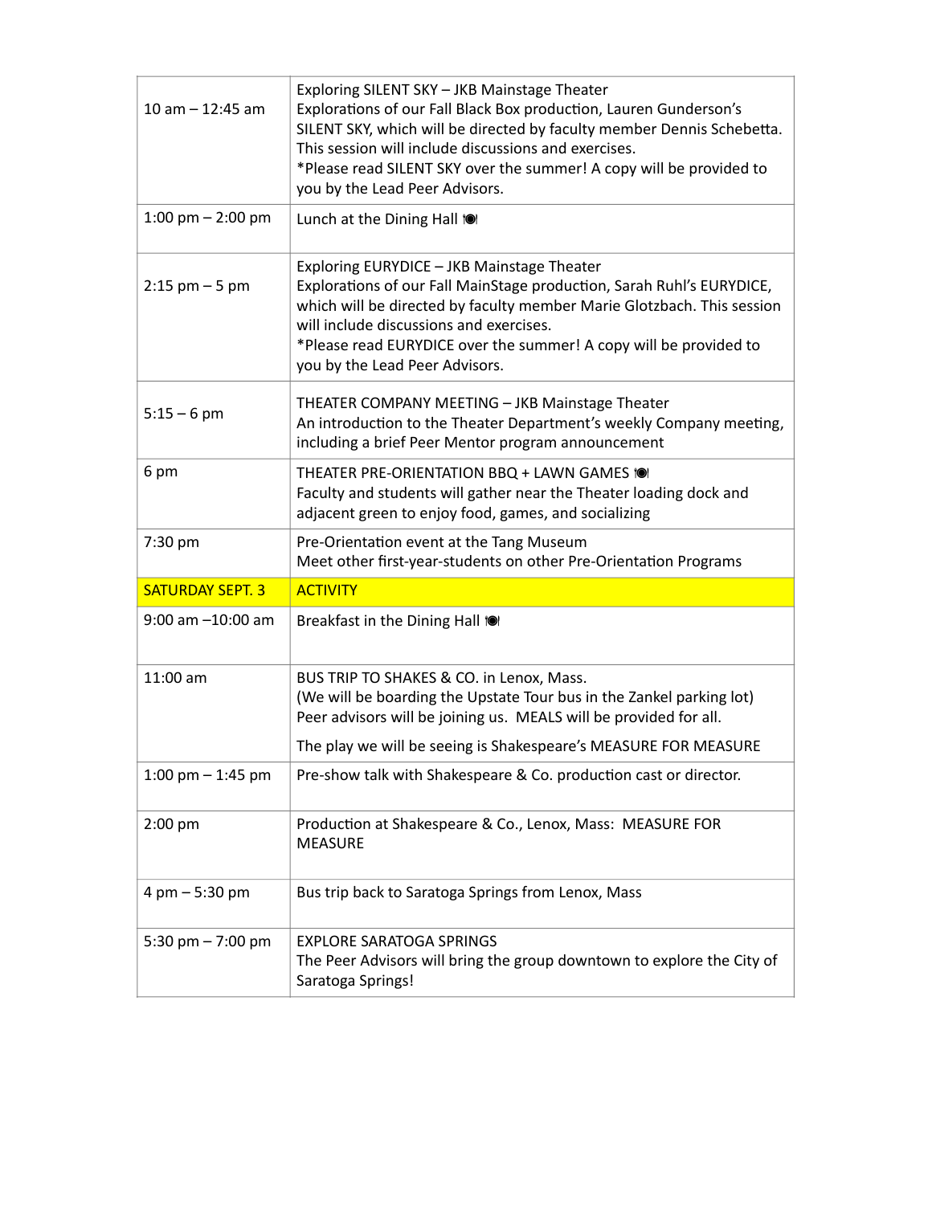| | |
|---|---|
| 10 am – 12:45 am | Exploring SILENT SKY – JKB Mainstage Theater<br>Explorations of our Fall Black Box production, Lauren Gunderson's SILENT SKY, which will be directed by faculty member Dennis Schebetta. This session will include discussions and exercises.<br>*Please read SILENT SKY over the summer! A copy will be provided to you by the Lead Peer Advisors. |
| 1:00 pm – 2:00 pm | Lunch at the Dining Hall 🍽 |
| 2:15 pm – 5 pm | Exploring EURYDICE – JKB Mainstage Theater<br>Explorations of our Fall MainStage production, Sarah Ruhl's EURYDICE, which will be directed by faculty member Marie Glotzbach. This session will include discussions and exercises.<br>*Please read EURYDICE over the summer! A copy will be provided to you by the Lead Peer Advisors. |
| 5:15 – 6 pm | THEATER COMPANY MEETING – JKB Mainstage Theater<br>An introduction to the Theater Department's weekly Company meeting, including a brief Peer Mentor program announcement |
| 6 pm | THEATER PRE-ORIENTATION BBQ + LAWN GAMES 🍽<br>Faculty and students will gather near the Theater loading dock and adjacent green to enjoy food, games, and socializing |
| 7:30 pm | Pre-Orientation event at the Tang Museum<br>Meet other first-year-students on other Pre-Orientation Programs |
| **SATURDAY SEPT. 3** | **ACTIVITY** |
| 9:00 am –10:00 am | Breakfast in the Dining Hall 🍽 |
| 11:00 am | BUS TRIP TO SHAKES & CO. in Lenox, Mass.<br>(We will be boarding the Upstate Tour bus in the Zankel parking lot)<br>Peer advisors will be joining us. MEALS will be provided for all.<br>The play we will be seeing is Shakespeare's MEASURE FOR MEASURE |
| 1:00 pm – 1:45 pm | Pre-show talk with Shakespeare & Co. production cast or director. |
| 2:00 pm | Production at Shakespeare & Co., Lenox, Mass: MEASURE FOR MEASURE |
| 4 pm – 5:30 pm | Bus trip back to Saratoga Springs from Lenox, Mass |
| 5:30 pm – 7:00 pm | EXPLORE SARATOGA SPRINGS<br>The Peer Advisors will bring the group downtown to explore the City of Saratoga Springs! |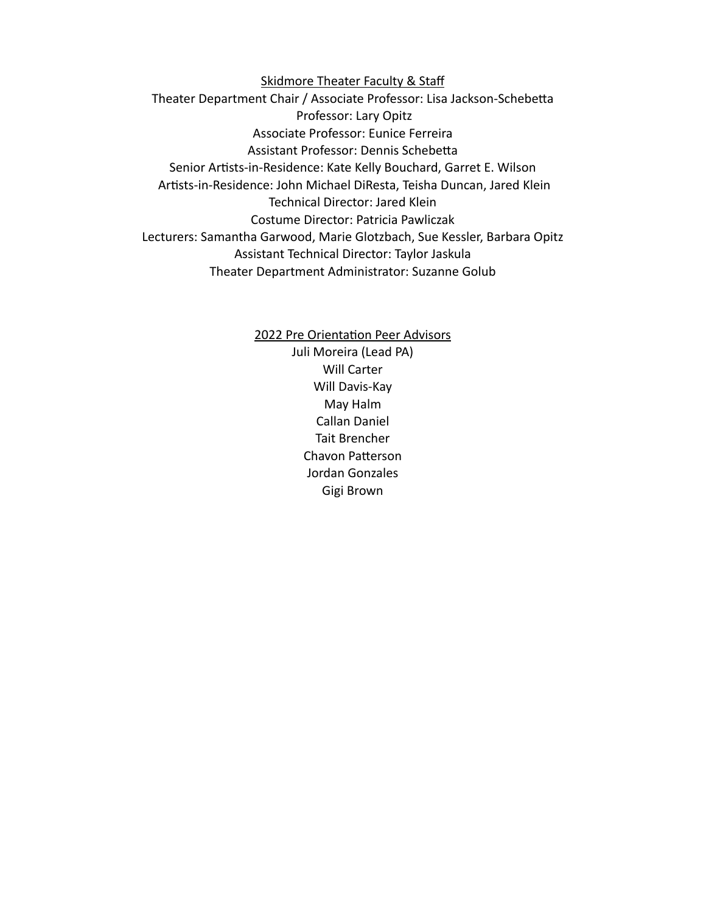<u>Skidmore Theater Faculty & Staff</u>

Theater Department Chair / Associate Professor: Lisa Jackson-Schebetta
Professor: Lary Opitz
Associate Professor: Eunice Ferreira
Assistant Professor: Dennis Schebetta
Senior Artists-in-Residence: Kate Kelly Bouchard, Garret E. Wilson
Artists-in-Residence: John Michael DiResta, Teisha Duncan, Jared Klein
Technical Director: Jared Klein
Costume Director: Patricia Pawliczak
Lecturers: Samantha Garwood, Marie Glotzbach, Sue Kessler, Barbara Opitz
Assistant Technical Director: Taylor Jaskula
Theater Department Administrator: Suzanne Golub

<u>2022 Pre Orientation Peer Advisors</u>

Juli Moreira (Lead PA)
Will Carter
Will Davis-Kay
May Halm
Callan Daniel
Tait Brencher
Chavon Patterson
Jordan Gonzales
Gigi Brown